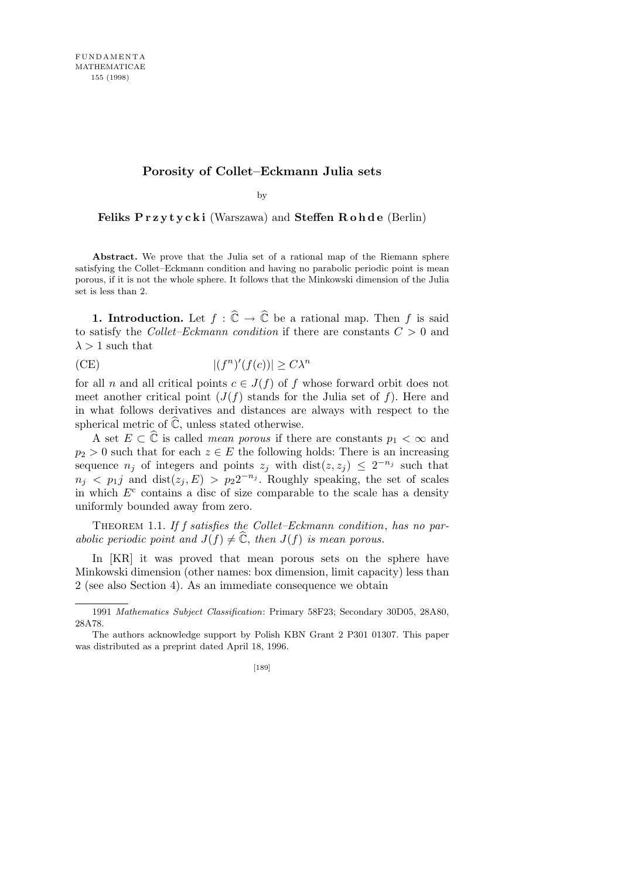FUNDAMENTA MATHEMATICAE 155 (1998)

# Porosity of Collet–Eckmann Julia sets

by

**Feliks Przytycki** (Warszawa) and **Steffen Rohde** (Berlin)

**Abstract.** We prove that the Julia set of a rational map of the Riemann sphere satisfying the Collet–Eckmann condition and having no parabolic periodic point is mean porous, if it is not the whole sphere. It follows that the Minkowski dimension of the Julia set is less than 2.

**1. Introduction.** Let $f : \widehat{\mathbb{C}} \to \widehat{\mathbb{C}}$ be a rational map. Then $f$ is said to satisfy the *Collet–Eckmann condition* if there are constants $C > 0$ and $\lambda > 1$ such that

$$
\text{(CE)} \qquad |(f^n)'(f(c))| \ge C\lambda^n
$$

for all $n$ and all critical points $c \in J(f)$ of $f$ whose forward orbit does not meet another critical point ($J(f)$ stands for the Julia set of $f$). Here and in what follows derivatives and distances are always with respect to the spherical metric of $\widehat{\mathbb{C}}$, unless stated otherwise.

A set $E \subset \widehat{\mathbb{C}}$ is called *mean porous* if there are constants $p_1 < \infty$ and $p_2 > 0$ such that for each $z \in E$ the following holds: There is an increasing sequence $n_j$ of integers and points $z_j$ with $\operatorname{dist}(z, z_j) \le 2^{-n_j}$ such that $n_j < p_1 j$ and $\operatorname{dist}(z_j, E) > p_2 2^{-n_j}$. Roughly speaking, the set of scales in which $E^c$ contains a disc of size comparable to the scale has a density uniformly bounded away from zero.

THEOREM 1.1. *If f satisfies the Collet–Eckmann condition, has no parabolic periodic point and $J(f) \ne \widehat{\mathbb{C}}$, then $J(f)$ is mean porous.*

In [KR] it was proved that mean porous sets on the sphere have Minkowski dimension (other names: box dimension, limit capacity) less than 2 (see also Section 4). As an immediate consequence we obtain

---

1991 *Mathematics Subject Classification*: Primary 58F23; Secondary 30D05, 28A80, 28A78.

The authors acknowledge support by Polish KBN Grant 2 P301 01307. This paper was distributed as a preprint dated April 18, 1996.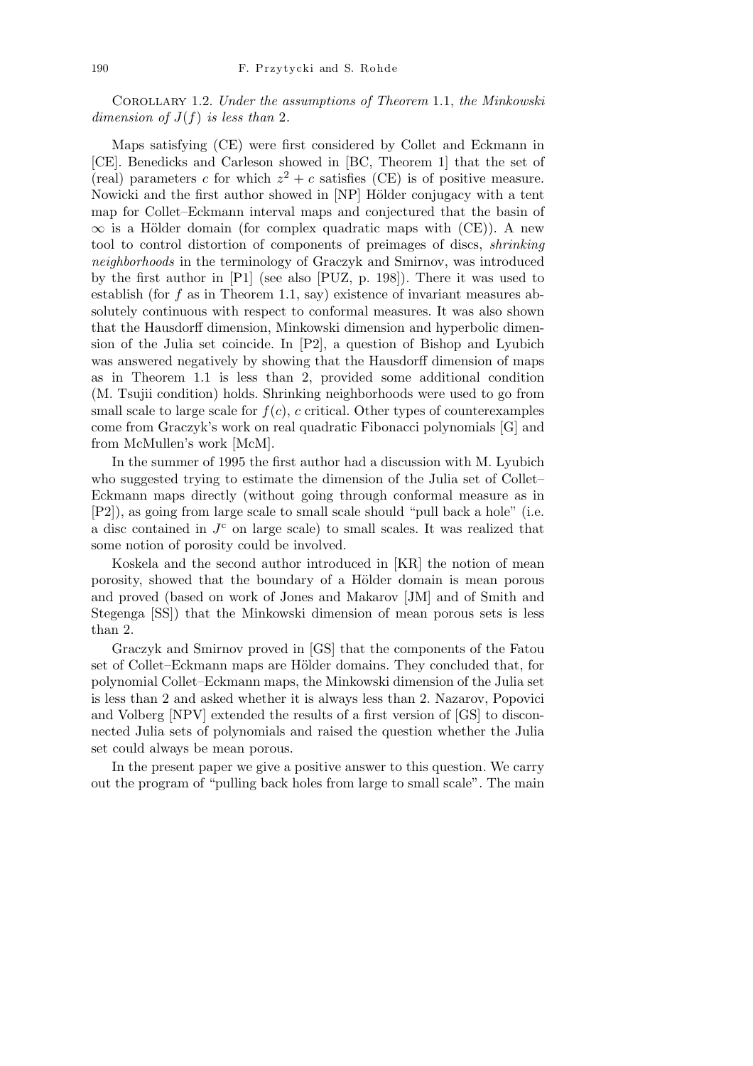Corollary 1.2. *Under the assumptions of Theorem* 1.1, *the Minkowski dimension of* $J(f)$ *is less than* 2.

Maps satisfying (CE) were first considered by Collet and Eckmann in [CE]. Benedicks and Carleson showed in [BC, Theorem 1] that the set of (real) parameters $c$ for which $z^2 + c$ satisfies (CE) is of positive measure. Nowicki and the first author showed in [NP] Hölder conjugacy with a tent map for Collet–Eckmann interval maps and conjectured that the basin of $\infty$ is a Hölder domain (for complex quadratic maps with (CE)). A new tool to control distortion of components of preimages of discs, *shrinking neighborhoods* in the terminology of Graczyk and Smirnov, was introduced by the first author in [P1] (see also [PUZ, p. 198]). There it was used to establish (for $f$ as in Theorem 1.1, say) existence of invariant measures absolutely continuous with respect to conformal measures. It was also shown that the Hausdorff dimension, Minkowski dimension and hyperbolic dimension of the Julia set coincide. In [P2], a question of Bishop and Lyubich was answered negatively by showing that the Hausdorff dimension of maps as in Theorem 1.1 is less than 2, provided some additional condition (M. Tsujii condition) holds. Shrinking neighborhoods were used to go from small scale to large scale for $f(c)$, $c$ critical. Other types of counterexamples come from Graczyk's work on real quadratic Fibonacci polynomials [G] and from McMullen's work [McM].

In the summer of 1995 the first author had a discussion with M. Lyubich who suggested trying to estimate the dimension of the Julia set of Collet–Eckmann maps directly (without going through conformal measure as in [P2]), as going from large scale to small scale should "pull back a hole" (i.e. a disc contained in $J^c$ on large scale) to small scales. It was realized that some notion of porosity could be involved.

Koskela and the second author introduced in [KR] the notion of mean porosity, showed that the boundary of a Hölder domain is mean porous and proved (based on work of Jones and Makarov [JM] and of Smith and Stegenga [SS]) that the Minkowski dimension of mean porous sets is less than 2.

Graczyk and Smirnov proved in [GS] that the components of the Fatou set of Collet–Eckmann maps are Hölder domains. They concluded that, for polynomial Collet–Eckmann maps, the Minkowski dimension of the Julia set is less than 2 and asked whether it is always less than 2. Nazarov, Popovici and Volberg [NPV] extended the results of a first version of [GS] to disconnected Julia sets of polynomials and raised the question whether the Julia set could always be mean porous.

In the present paper we give a positive answer to this question. We carry out the program of "pulling back holes from large to small scale". The main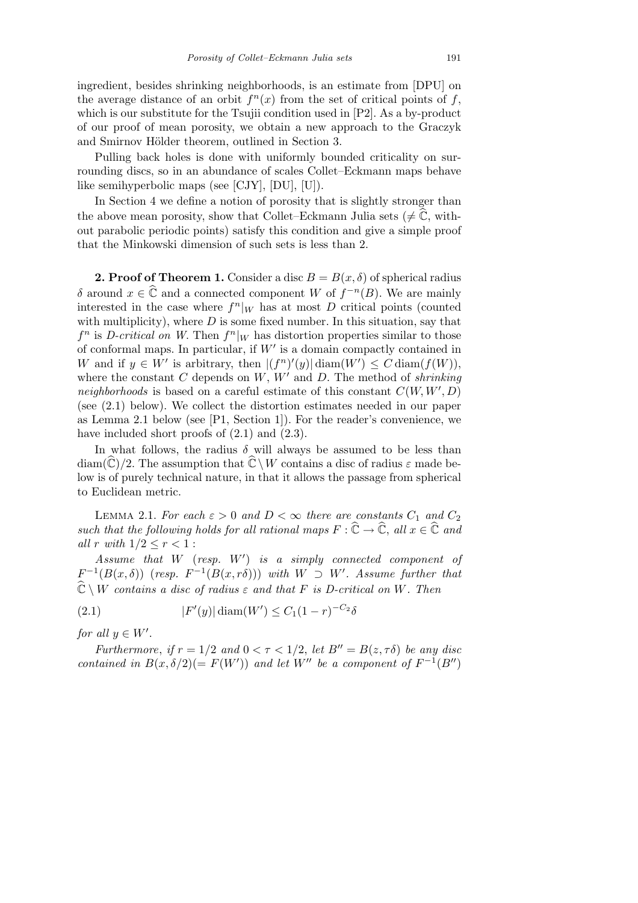ingredient, besides shrinking neighborhoods, is an estimate from [DPU] on the average distance of an orbit $f^n(x)$ from the set of critical points of $f$, which is our substitute for the Tsujii condition used in [P2]. As a by-product of our proof of mean porosity, we obtain a new approach to the Graczyk and Smirnov Hölder theorem, outlined in Section 3.

Pulling back holes is done with uniformly bounded criticality on surrounding discs, so in an abundance of scales Collet–Eckmann maps behave like semihyperbolic maps (see [CJY], [DU], [U]).

In Section 4 we define a notion of porosity that is slightly stronger than the above mean porosity, show that Collet–Eckmann Julia sets ($\neq \widehat{\mathbb{C}}$, without parabolic periodic points) satisfy this condition and give a simple proof that the Minkowski dimension of such sets is less than 2.

**2. Proof of Theorem 1.** Consider a disc $B = B(x, \delta)$ of spherical radius $\delta$ around $x \in \widehat{\mathbb{C}}$ and a connected component $W$ of $f^{-n}(B)$. We are mainly interested in the case where $f^n|_W$ has at most $D$ critical points (counted with multiplicity), where $D$ is some fixed number. In this situation, say that $f^n$ is *$D$-critical on $W$*. Then $f^n|_W$ has distortion properties similar to those of conformal maps. In particular, if $W'$ is a domain compactly contained in $W$ and if $y \in W'$ is arbitrary, then $|(f^n)'(y)| \operatorname{diam}(W') \leq C \operatorname{diam}(f(W))$, where the constant $C$ depends on $W$, $W'$ and $D$. The method of *shrinking neighborhoods* is based on a careful estimate of this constant $C(W, W', D)$ (see (2.1) below). We collect the distortion estimates needed in our paper as Lemma 2.1 below (see [P1, Section 1]). For the reader's convenience, we have included short proofs of (2.1) and (2.3).

In what follows, the radius $\delta$ will always be assumed to be less than $\operatorname{diam}(\widehat{\mathbb{C}})/2$. The assumption that $\widehat{\mathbb{C}} \setminus W$ contains a disc of radius $\varepsilon$ made below is of purely technical nature, in that it allows the passage from spherical to Euclidean metric.

Lemma 2.1. *For each $\varepsilon > 0$ and $D < \infty$ there are constants $C_1$ and $C_2$ such that the following holds for all rational maps $F : \widehat{\mathbb{C}} \to \widehat{\mathbb{C}}$, all $x \in \widehat{\mathbb{C}}$ and all $r$ with $1/2 \leq r < 1$:*

*Assume that $W$ (resp. $W'$) is a simply connected component of $F^{-1}(B(x, \delta))$ (resp. $F^{-1}(B(x, r\delta))$) with $W \supset W'$. Assume further that $\widehat{\mathbb{C}} \setminus W$ contains a disc of radius $\varepsilon$ and that $F$ is $D$-critical on $W$. Then*

$$|F'(y)| \operatorname{diam}(W') \leq C_1 (1 - r)^{-C_2} \delta \tag{2.1}$$

*for all $y \in W'$.*

*Furthermore, if $r = 1/2$ and $0 < \tau < 1/2$, let $B'' = B(z, \tau\delta)$ be any disc contained in $B(x, \delta/2) (= F(W'))$ and let $W''$ be a component of $F^{-1}(B'')$*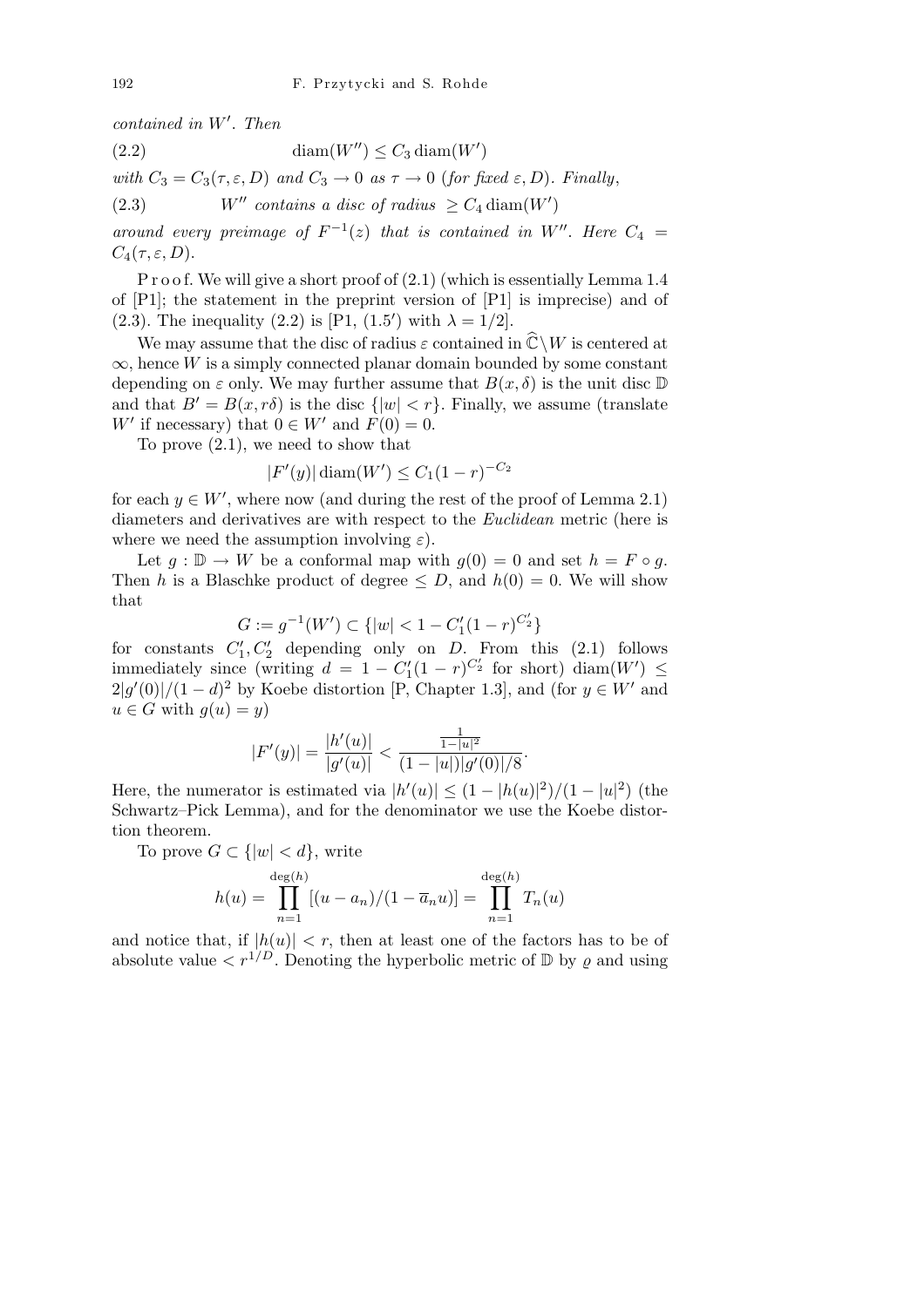*contained in $W'$. Then*

$$\operatorname{diam}(W'') \le C_3 \operatorname{diam}(W') \tag{2.2}$$

*with $C_3 = C_3(\tau, \varepsilon, D)$ and $C_3 \to 0$ as $\tau \to 0$ (for fixed $\varepsilon, D$). Finally,*

$$W'' \text{ contains a disc of radius } \ge C_4 \operatorname{diam}(W') \tag{2.3}$$

*around every preimage of $F^{-1}(z)$ that is contained in $W''$. Here $C_4 = C_4(\tau, \varepsilon, D)$.*

Proof. We will give a short proof of (2.1) (which is essentially Lemma 1.4 of [P1]; the statement in the preprint version of [P1] is imprecise) and of (2.3). The inequality (2.2) is [P1, (1.5′) with $\lambda = 1/2$].

We may assume that the disc of radius $\varepsilon$ contained in $\widehat{\mathbb{C}} \setminus W$ is centered at $\infty$, hence $W$ is a simply connected planar domain bounded by some constant depending on $\varepsilon$ only. We may further assume that $B(x, \delta)$ is the unit disc $\mathbb{D}$ and that $B' = B(x, r\delta)$ is the disc $\{|w| < r\}$. Finally, we assume (translate $W'$ if necessary) that $0 \in W'$ and $F(0) = 0$.

To prove (2.1), we need to show that

$$|F'(y)| \operatorname{diam}(W') \le C_1(1-r)^{-C_2}$$

for each $y \in W'$, where now (and during the rest of the proof of Lemma 2.1) diameters and derivatives are with respect to the *Euclidean* metric (here is where we need the assumption involving $\varepsilon$).

Let $g : \mathbb{D} \to W$ be a conformal map with $g(0) = 0$ and set $h = F \circ g$. Then $h$ is a Blaschke product of degree $\le D$, and $h(0) = 0$. We will show that

$$G := g^{-1}(W') \subset \{|w| < 1 - C_1'(1-r)^{C_2'}\}$$

for constants $C_1', C_2'$ depending only on $D$. From this (2.1) follows immediately since (writing $d = 1 - C_1'(1-r)^{C_2'}$ for short) $\operatorname{diam}(W') \le 2|g'(0)|/(1-d)^2$ by Koebe distortion [P, Chapter 1.3], and (for $y \in W'$ and $u \in G$ with $g(u) = y$)

$$|F'(y)| = \frac{|h'(u)|}{|g'(u)|} < \frac{\frac{1}{1-|u|^2}}{(1-|u|)|g'(0)|/8}.$$

Here, the numerator is estimated via $|h'(u)| \le (1 - |h(u)|^2)/(1 - |u|^2)$ (the Schwartz–Pick Lemma), and for the denominator we use the Koebe distortion theorem.

To prove $G \subset \{|w| < d\}$, write

$$h(u) = \prod_{n=1}^{\deg(h)} [(u - a_n)/(1 - \overline{a}_n u)] = \prod_{n=1}^{\deg(h)} T_n(u)$$

and notice that, if $|h(u)| < r$, then at least one of the factors has to be of absolute value $< r^{1/D}$. Denoting the hyperbolic metric of $\mathbb{D}$ by $\varrho$ and using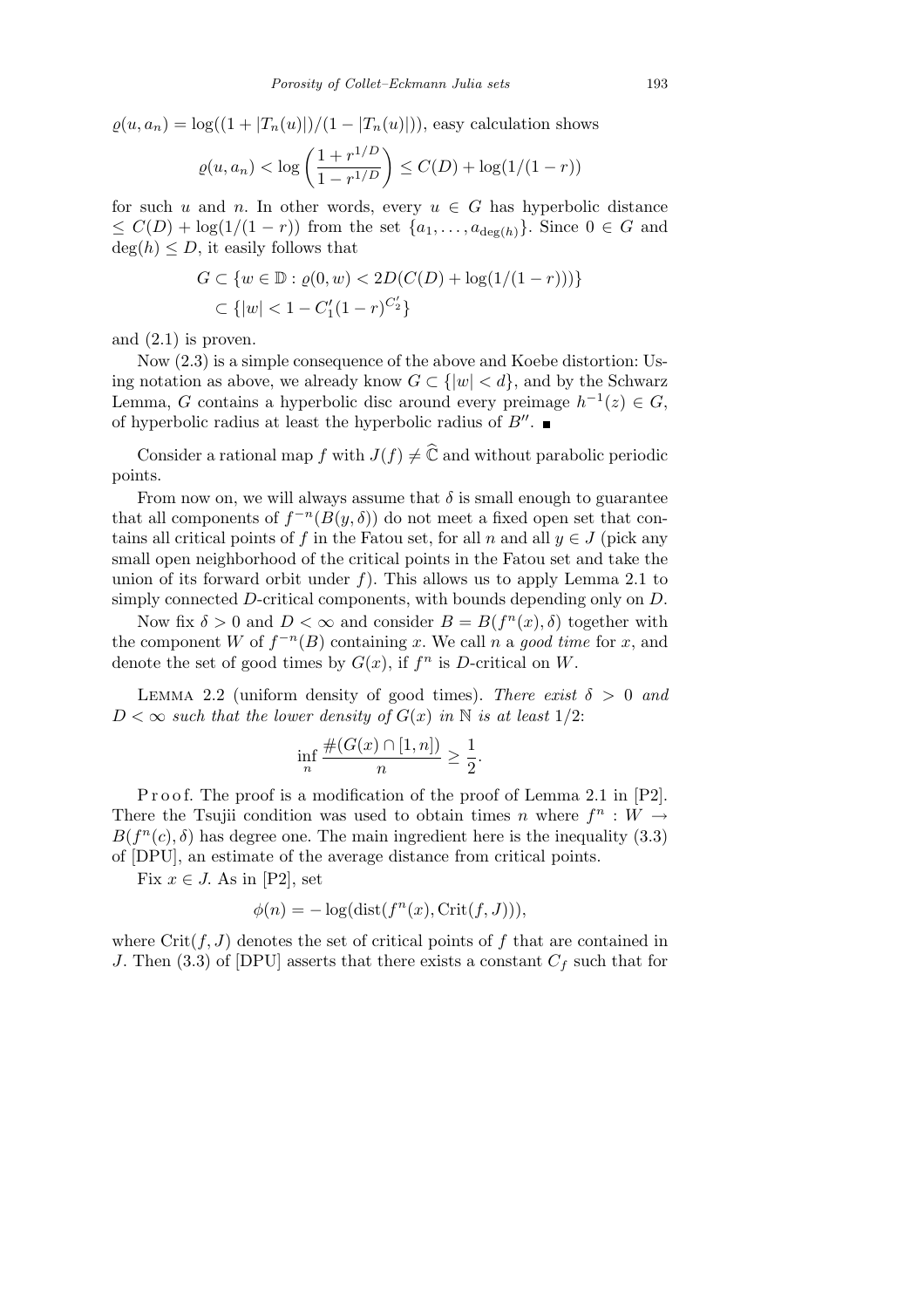$\varrho(u, a_n) = \log((1 + |T_n(u)|)/(1 - |T_n(u)|))$, easy calculation shows

$$\varrho(u, a_n) < \log\left(\frac{1 + r^{1/D}}{1 - r^{1/D}}\right) \le C(D) + \log(1/(1-r))$$

for such $u$ and $n$. In other words, every $u \in G$ has hyperbolic distance $\le C(D) + \log(1/(1-r))$ from the set $\{a_1, \ldots, a_{\deg(h)}\}$. Since $0 \in G$ and $\deg(h) \le D$, it easily follows that

$$G \subset \{w \in \mathbb{D} : \varrho(0, w) < 2D(C(D) + \log(1/(1-r)))\}$$
$$\subset \{|w| < 1 - C_1'(1-r)^{C_2'}\}$$

and (2.1) is proven.

Now (2.3) is a simple consequence of the above and Koebe distortion: Using notation as above, we already know $G \subset \{|w| < d\}$, and by the Schwarz Lemma, $G$ contains a hyperbolic disc around every preimage $h^{-1}(z) \in G$, of hyperbolic radius at least the hyperbolic radius of $B''$. ∎

Consider a rational map $f$ with $J(f) \neq \widehat{\mathbb{C}}$ and without parabolic periodic points.

From now on, we will always assume that $\delta$ is small enough to guarantee that all components of $f^{-n}(B(y, \delta))$ do not meet a fixed open set that contains all critical points of $f$ in the Fatou set, for all $n$ and all $y \in J$ (pick any small open neighborhood of the critical points in the Fatou set and take the union of its forward orbit under $f$). This allows us to apply Lemma 2.1 to simply connected $D$-critical components, with bounds depending only on $D$.

Now fix $\delta > 0$ and $D < \infty$ and consider $B = B(f^n(x), \delta)$ together with the component $W$ of $f^{-n}(B)$ containing $x$. We call $n$ a *good time* for $x$, and denote the set of good times by $G(x)$, if $f^n$ is $D$-critical on $W$.

Lemma 2.2 (uniform density of good times). *There exist $\delta > 0$ and $D < \infty$ such that the lower density of $G(x)$ in $\mathbb{N}$ is at least $1/2$:*

$$\inf_n \frac{\#(G(x) \cap [1, n])}{n} \ge \frac{1}{2}.$$

Proof. The proof is a modification of the proof of Lemma 2.1 in [P2]. There the Tsujii condition was used to obtain times $n$ where $f^n : W \to B(f^n(c), \delta)$ has degree one. The main ingredient here is the inequality (3.3) of [DPU], an estimate of the average distance from critical points.

Fix $x \in J$. As in [P2], set

$$\phi(n) = -\log(\operatorname{dist}(f^n(x), \operatorname{Crit}(f, J))),$$

where $\operatorname{Crit}(f, J)$ denotes the set of critical points of $f$ that are contained in $J$. Then (3.3) of [DPU] asserts that there exists a constant $C_f$ such that for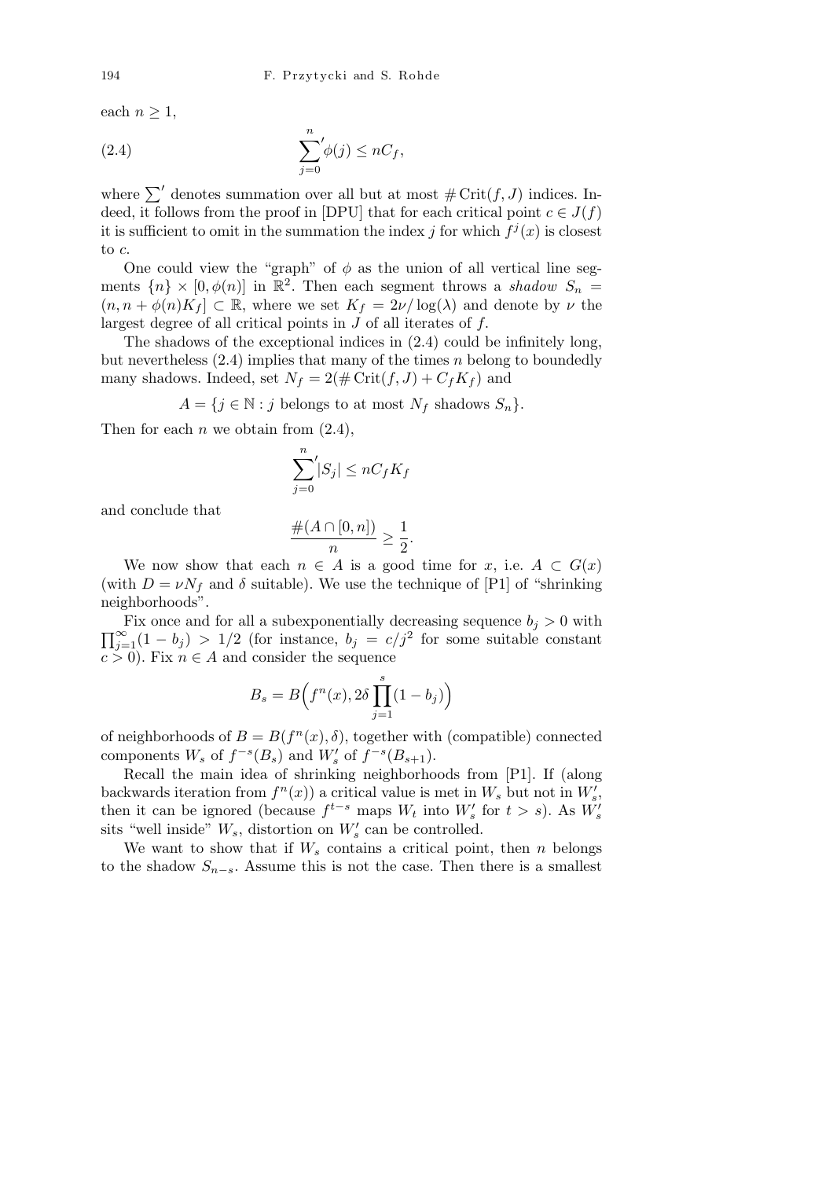each $n \geq 1$,

$$\sum_{j=0}^{n}{}' \phi(j) \leq nC_f, \tag{2.4}$$

where $\sum'$ denotes summation over all but at most $\#\operatorname{Crit}(f,J)$ indices. Indeed, it follows from the proof in [DPU] that for each critical point $c \in J(f)$ it is sufficient to omit in the summation the index $j$ for which $f^j(x)$ is closest to $c$.

One could view the "graph" of $\phi$ as the union of all vertical line segments $\{n\} \times [0, \phi(n)]$ in $\mathbb{R}^2$. Then each segment throws a *shadow* $S_n = (n, n + \phi(n)K_f] \subset \mathbb{R}$, where we set $K_f = 2\nu/\log(\lambda)$ and denote by $\nu$ the largest degree of all critical points in $J$ of all iterates of $f$.

The shadows of the exceptional indices in (2.4) could be infinitely long, but nevertheless (2.4) implies that many of the times $n$ belong to boundedly many shadows. Indeed, set $N_f = 2(\#\operatorname{Crit}(f,J) + C_f K_f)$ and

$$A = \{j \in \mathbb{N} : j \text{ belongs to at most } N_f \text{ shadows } S_n\}.$$

Then for each $n$ we obtain from (2.4),

$$\sum_{j=0}^{n}{}' |S_j| \leq nC_f K_f$$

and conclude that

$$\frac{\#(A \cap [0,n])}{n} \geq \frac{1}{2}.$$

We now show that each $n \in A$ is a good time for $x$, i.e. $A \subset G(x)$ (with $D = \nu N_f$ and $\delta$ suitable). We use the technique of [P1] of "shrinking neighborhoods".

Fix once and for all a subexponentially decreasing sequence $b_j > 0$ with $\prod_{j=1}^{\infty}(1 - b_j) > 1/2$ (for instance, $b_j = c/j^2$ for some suitable constant $c > 0$). Fix $n \in A$ and consider the sequence

$$B_s = B\Big(f^n(x), 2\delta \prod_{j=1}^{s}(1 - b_j)\Big)$$

of neighborhoods of $B = B(f^n(x), \delta)$, together with (compatible) connected components $W_s$ of $f^{-s}(B_s)$ and $W_s'$ of $f^{-s}(B_{s+1})$.

Recall the main idea of shrinking neighborhoods from [P1]. If (along backwards iteration from $f^n(x)$) a critical value is met in $W_s$ but not in $W_s'$, then it can be ignored (because $f^{t-s}$ maps $W_t$ into $W_s'$ for $t > s$). As $W_s'$ sits "well inside" $W_s$, distortion on $W_s'$ can be controlled.

We want to show that if $W_s$ contains a critical point, then $n$ belongs to the shadow $S_{n-s}$. Assume this is not the case. Then there is a smallest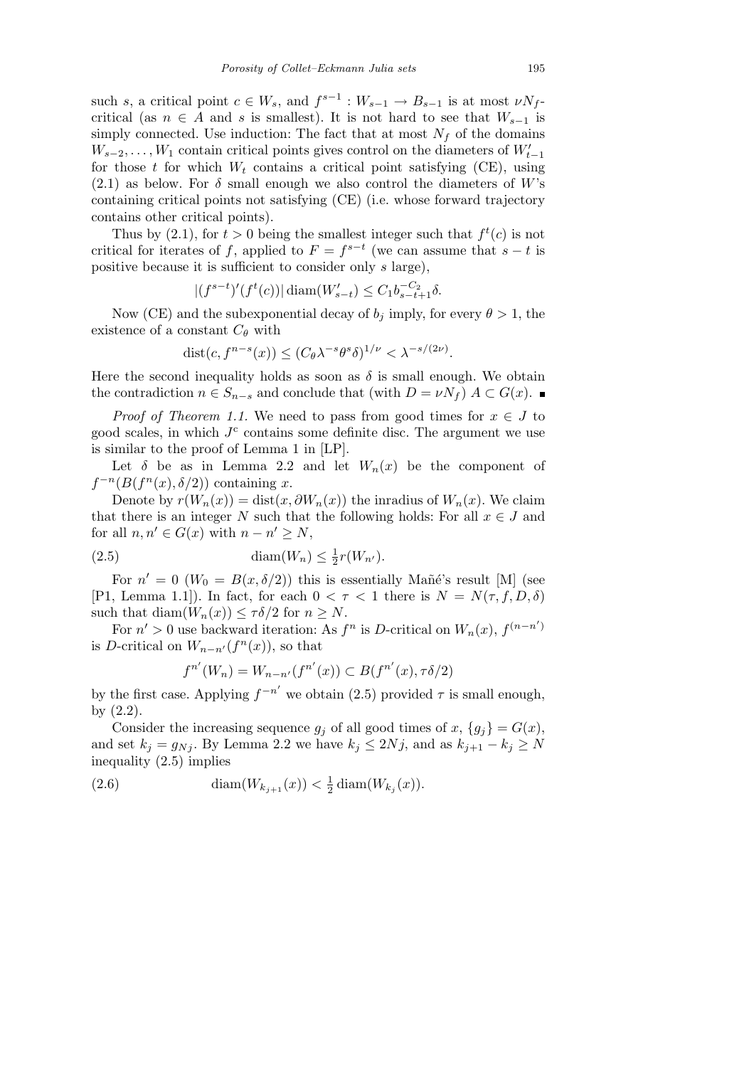such $s$, a critical point $c \in W_s$, and $f^{s-1} : W_{s-1} \to B_{s-1}$ is at most $\nu N_f$-critical (as $n \in A$ and $s$ is smallest). It is not hard to see that $W_{s-1}$ is simply connected. Use induction: The fact that at most $N_f$ of the domains $W_{s-2}, \ldots, W_1$ contain critical points gives control on the diameters of $W'_{t-1}$ for those $t$ for which $W_t$ contains a critical point satisfying (CE), using (2.1) as below. For $\delta$ small enough we also control the diameters of $W$'s containing critical points not satisfying (CE) (i.e. whose forward trajectory contains other critical points).

Thus by (2.1), for $t > 0$ being the smallest integer such that $f^t(c)$ is not critical for iterates of $f$, applied to $F = f^{s-t}$ (we can assume that $s - t$ is positive because it is sufficient to consider only $s$ large),

$$|(f^{s-t})'(f^t(c))| \operatorname{diam}(W'_{s-t}) \le C_1 b_{s-t+1}^{-C_2} \delta.$$

Now (CE) and the subexponential decay of $b_j$ imply, for every $\theta > 1$, the existence of a constant $C_\theta$ with

$$\operatorname{dist}(c, f^{n-s}(x)) \le (C_\theta \lambda^{-s} \theta^s \delta)^{1/\nu} < \lambda^{-s/(2\nu)}.$$

Here the second inequality holds as soon as $\delta$ is small enough. We obtain the contradiction $n \in S_{n-s}$ and conclude that (with $D = \nu N_f$) $A \subset G(x)$. ∎

*Proof of Theorem 1.1.* We need to pass from good times for $x \in J$ to good scales, in which $J^c$ contains some definite disc. The argument we use is similar to the proof of Lemma 1 in [LP].

Let $\delta$ be as in Lemma 2.2 and let $W_n(x)$ be the component of $f^{-n}(B(f^n(x), \delta/2))$ containing $x$.

Denote by $r(W_n(x)) = \operatorname{dist}(x, \partial W_n(x))$ the inradius of $W_n(x)$. We claim that there is an integer $N$ such that the following holds: For all $x \in J$ and for all $n, n' \in G(x)$ with $n - n' \ge N$,

$$\operatorname{diam}(W_n) \le \tfrac{1}{2} r(W_{n'}). \tag{2.5}$$

For $n' = 0$ ($W_0 = B(x, \delta/2)$) this is essentially Mañé's result [M] (see [P1, Lemma 1.1]). In fact, for each $0 < \tau < 1$ there is $N = N(\tau, f, D, \delta)$ such that $\operatorname{diam}(W_n(x)) \le \tau\delta/2$ for $n \ge N$.

For $n' > 0$ use backward iteration: As $f^n$ is $D$-critical on $W_n(x)$, $f^{(n-n')}$ is $D$-critical on $W_{n-n'}(f^n(x))$, so that

$$f^{n'}(W_n) = W_{n-n'}(f^{n'}(x)) \subset B(f^{n'}(x), \tau\delta/2)$$

by the first case. Applying $f^{-n'}$ we obtain (2.5) provided $\tau$ is small enough, by (2.2).

Consider the increasing sequence $g_j$ of all good times of $x$, $\{g_j\} = G(x)$, and set $k_j = g_{Nj}$. By Lemma 2.2 we have $k_j \le 2Nj$, and as $k_{j+1} - k_j \ge N$ inequality (2.5) implies

$$\operatorname{diam}(W_{k_{j+1}}(x)) < \tfrac{1}{2} \operatorname{diam}(W_{k_j}(x)). \tag{2.6}$$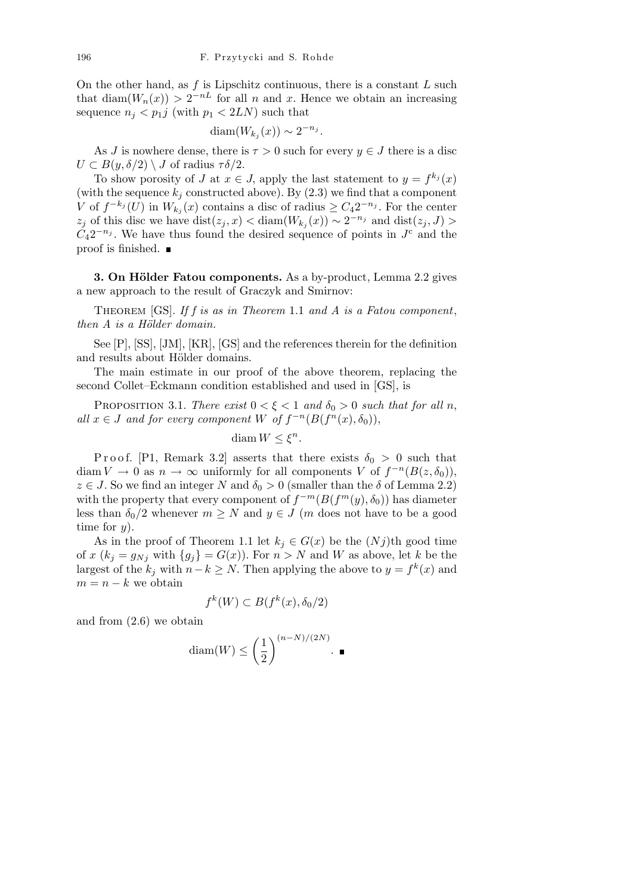On the other hand, as $f$ is Lipschitz continuous, there is a constant $L$ such that $\operatorname{diam}(W_n(x)) > 2^{-nL}$ for all $n$ and $x$. Hence we obtain an increasing sequence $n_j < p_1 j$ (with $p_1 < 2LN$) such that

$$\operatorname{diam}(W_{k_j}(x)) \sim 2^{-n_j}.$$

As $J$ is nowhere dense, there is $\tau > 0$ such for every $y \in J$ there is a disc $U \subset B(y, \delta/2) \setminus J$ of radius $\tau\delta/2$.

To show porosity of $J$ at $x \in J$, apply the last statement to $y = f^{k_j}(x)$ (with the sequence $k_j$ constructed above). By (2.3) we find that a component $V$ of $f^{-k_j}(U)$ in $W_{k_j}(x)$ contains a disc of radius $\geq C_4 2^{-n_j}$. For the center $z_j$ of this disc we have $\operatorname{dist}(z_j, x) < \operatorname{diam}(W_{k_j}(x)) \sim 2^{-n_j}$ and $\operatorname{dist}(z_j, J) > C_4 2^{-n_j}$. We have thus found the desired sequence of points in $J^c$ and the proof is finished. ∎

**3. On Hölder Fatou components.** As a by-product, Lemma 2.2 gives a new approach to the result of Graczyk and Smirnov:

Theorem [GS]. *If $f$ is as in Theorem* 1.1 *and $A$ is a Fatou component*, *then $A$ is a Hölder domain.*

See [P], [SS], [JM], [KR], [GS] and the references therein for the definition and results about Hölder domains.

The main estimate in our proof of the above theorem, replacing the second Collet–Eckmann condition established and used in [GS], is

Proposition 3.1. *There exist $0 < \xi < 1$ and $\delta_0 > 0$ such that for all $n$*, *all $x \in J$ and for every component $W$ of $f^{-n}(B(f^n(x), \delta_0))$*,

$$\operatorname{diam} W \leq \xi^n.$$

Proof. [P1, Remark 3.2] asserts that there exists $\delta_0 > 0$ such that $\operatorname{diam} V \to 0$ as $n \to \infty$ uniformly for all components $V$ of $f^{-n}(B(z, \delta_0))$, $z \in J$. So we find an integer $N$ and $\delta_0 > 0$ (smaller than the $\delta$ of Lemma 2.2) with the property that every component of $f^{-m}(B(f^m(y), \delta_0))$ has diameter less than $\delta_0/2$ whenever $m \geq N$ and $y \in J$ ($m$ does not have to be a good time for $y$).

As in the proof of Theorem 1.1 let $k_j \in G(x)$ be the $(Nj)$th good time of $x$ ($k_j = g_{Nj}$ with $\{g_j\} = G(x)$). For $n > N$ and $W$ as above, let $k$ be the largest of the $k_j$ with $n - k \geq N$. Then applying the above to $y = f^k(x)$ and $m = n - k$ we obtain

$$f^k(W) \subset B(f^k(x), \delta_0/2)$$

and from (2.6) we obtain

$$\operatorname{diam}(W) \leq \left(\frac{1}{2}\right)^{(n-N)/(2N)}. \ \blacksquare$$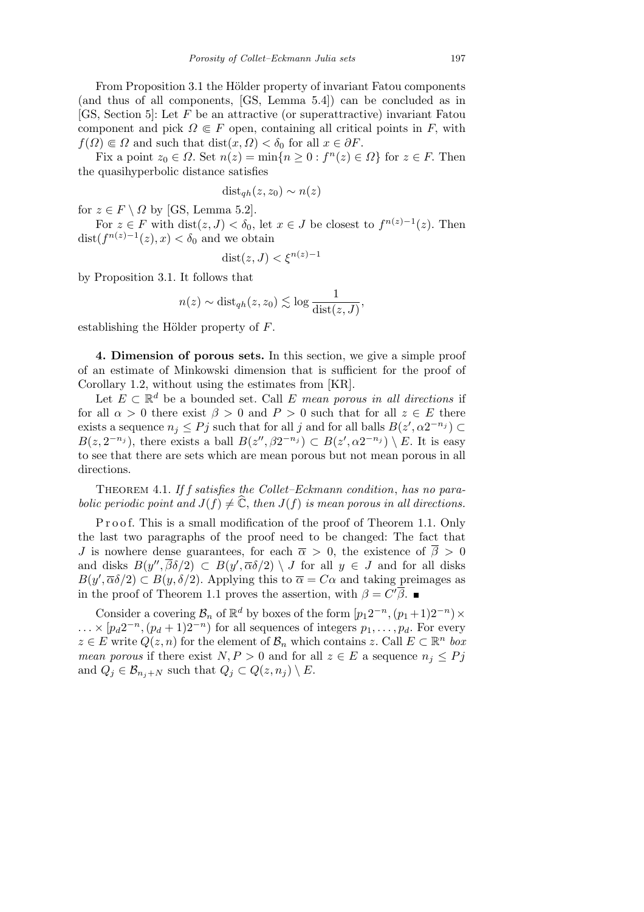From Proposition 3.1 the Hölder property of invariant Fatou components (and thus of all components, [GS, Lemma 5.4]) can be concluded as in [GS, Section 5]: Let $F$ be an attractive (or superattractive) invariant Fatou component and pick $\Omega \Subset F$ open, containing all critical points in $F$, with $f(\Omega) \Subset \Omega$ and such that $\operatorname{dist}(x, \Omega) < \delta_0$ for all $x \in \partial F$.

Fix a point $z_0 \in \Omega$. Set $n(z) = \min\{n \geq 0 : f^n(z) \in \Omega\}$ for $z \in F$. Then the quasihyperbolic distance satisfies

$$\operatorname{dist}_{qh}(z, z_0) \sim n(z)$$

for $z \in F \setminus \Omega$ by [GS, Lemma 5.2].

For $z \in F$ with $\operatorname{dist}(z, J) < \delta_0$, let $x \in J$ be closest to $f^{n(z)-1}(z)$. Then $\operatorname{dist}(f^{n(z)-1}(z), x) < \delta_0$ and we obtain

$$\operatorname{dist}(z, J) < \xi^{n(z)-1}$$

by Proposition 3.1. It follows that

$$n(z) \sim \operatorname{dist}_{qh}(z, z_0) \lesssim \log \frac{1}{\operatorname{dist}(z, J)},$$

establishing the Hölder property of $F$.

**4. Dimension of porous sets.** In this section, we give a simple proof of an estimate of Minkowski dimension that is sufficient for the proof of Corollary 1.2, without using the estimates from [KR].

Let $E \subset \mathbb{R}^d$ be a bounded set. Call $E$ *mean porous in all directions* if for all $\alpha > 0$ there exist $\beta > 0$ and $P > 0$ such that for all $z \in E$ there exists a sequence $n_j \leq Pj$ such that for all $j$ and for all balls $B(z', \alpha 2^{-n_j}) \subset B(z, 2^{-n_j})$, there exists a ball $B(z'', \beta 2^{-n_j}) \subset B(z', \alpha 2^{-n_j}) \setminus E$. It is easy to see that there are sets which are mean porous but not mean porous in all directions.

Theorem 4.1. *If $f$ satisfies the Collet–Eckmann condition, has no parabolic periodic point and $J(f) \neq \widehat{\mathbb{C}}$, then $J(f)$ is mean porous in all directions.*

Proof. This is a small modification of the proof of Theorem 1.1. Only the last two paragraphs of the proof need to be changed: The fact that $J$ is nowhere dense guarantees, for each $\overline{\alpha} > 0$, the existence of $\overline{\beta} > 0$ and disks $B(y'', \overline{\beta}\delta/2) \subset B(y', \overline{\alpha}\delta/2) \setminus J$ for all $y \in J$ and for all disks $B(y', \overline{\alpha}\delta/2) \subset B(y, \delta/2)$. Applying this to $\overline{\alpha} = C\alpha$ and taking preimages as in the proof of Theorem 1.1 proves the assertion, with $\beta = C'\overline{\beta}$. ∎

Consider a covering $\mathcal{B}_n$ of $\mathbb{R}^d$ by boxes of the form $[p_1 2^{-n}, (p_1+1)2^{-n}) \times \ldots \times [p_d 2^{-n}, (p_d+1)2^{-n})$ for all sequences of integers $p_1, \ldots, p_d$. For every $z \in E$ write $Q(z, n)$ for the element of $\mathcal{B}_n$ which contains $z$. Call $E \subset \mathbb{R}^n$ *box mean porous* if there exist $N, P > 0$ and for all $z \in E$ a sequence $n_j \leq Pj$ and $Q_j \in \mathcal{B}_{n_j+N}$ such that $Q_j \subset Q(z, n_j) \setminus E$.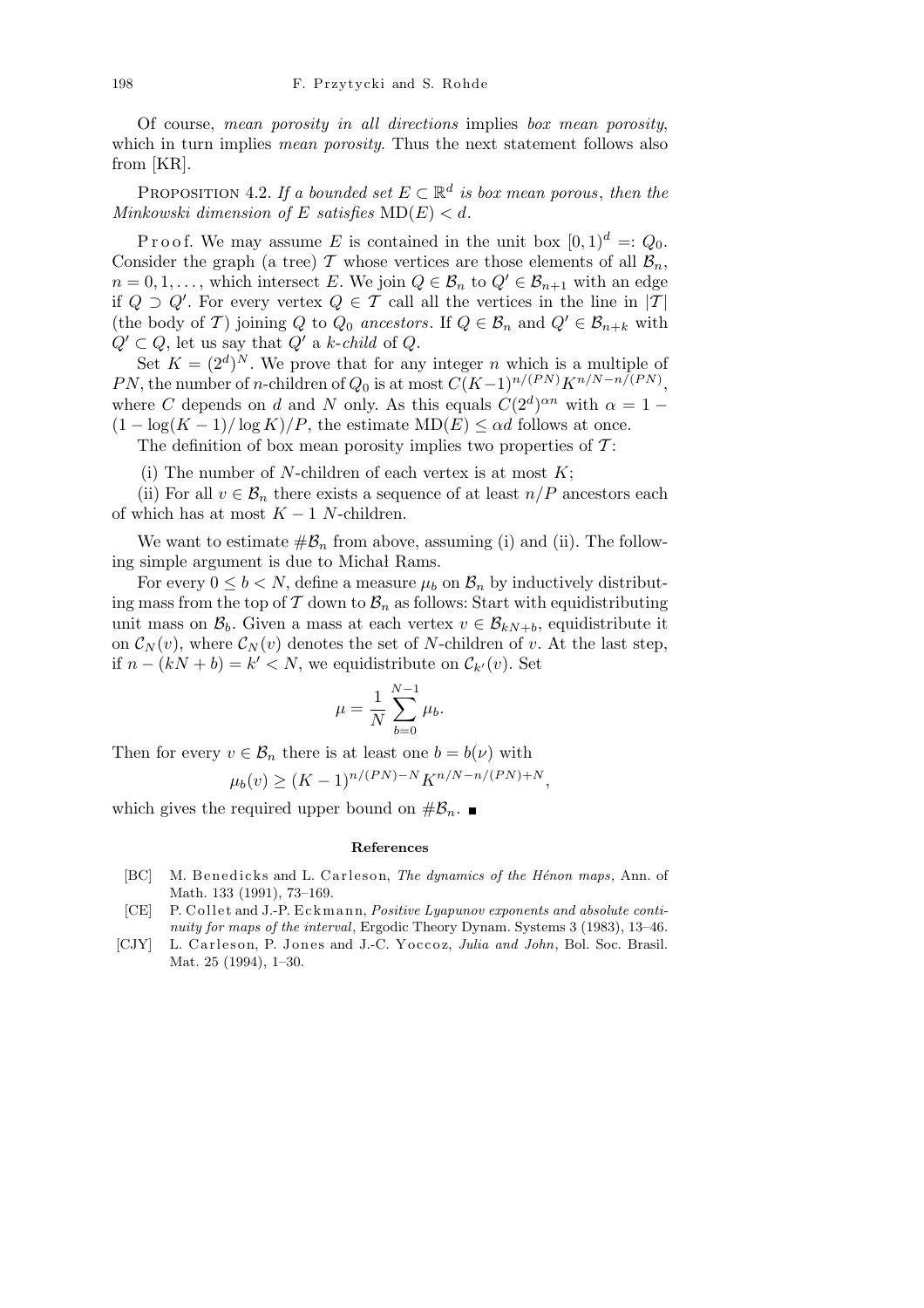Of course, *mean porosity in all directions* implies *box mean porosity*, which in turn implies *mean porosity*. Thus the next statement follows also from [KR].

PROPOSITION 4.2. *If a bounded set $E \subset \mathbb{R}^d$ is box mean porous, then the Minkowski dimension of $E$ satisfies* $\mathrm{MD}(E) < d$.

Proof. We may assume $E$ is contained in the unit box $[0,1)^d =: Q_0$. Consider the graph (a tree) $\mathcal{T}$ whose vertices are those elements of all $\mathcal{B}_n$, $n = 0, 1, \ldots$, which intersect $E$. We join $Q \in \mathcal{B}_n$ to $Q' \in \mathcal{B}_{n+1}$ with an edge if $Q \supset Q'$. For every vertex $Q \in \mathcal{T}$ call all the vertices in the line in $|\mathcal{T}|$ (the body of $\mathcal{T}$) joining $Q$ to $Q_0$ *ancestors*. If $Q \in \mathcal{B}_n$ and $Q' \in \mathcal{B}_{n+k}$ with $Q' \subset Q$, let us say that $Q'$ a *k-child* of $Q$.

Set $K = (2^d)^N$. We prove that for any integer $n$ which is a multiple of $PN$, the number of $n$-children of $Q_0$ is at most $C(K-1)^{n/(PN)} K^{n/N - n/(PN)}$, where $C$ depends on $d$ and $N$ only. As this equals $C(2^d)^{\alpha n}$ with $\alpha = 1 - (1 - \log(K-1)/\log K)/P$, the estimate $\mathrm{MD}(E) \le \alpha d$ follows at once.

The definition of box mean porosity implies two properties of $\mathcal{T}$:

(i) The number of $N$-children of each vertex is at most $K$;

(ii) For all $v \in \mathcal{B}_n$ there exists a sequence of at least $n/P$ ancestors each of which has at most $K-1$ $N$-children.

We want to estimate $\#\mathcal{B}_n$ from above, assuming (i) and (ii). The following simple argument is due to Michał Rams.

For every $0 \le b < N$, define a measure $\mu_b$ on $\mathcal{B}_n$ by inductively distributing mass from the top of $\mathcal{T}$ down to $\mathcal{B}_n$ as follows: Start with equidistributing unit mass on $\mathcal{B}_b$. Given a mass at each vertex $v \in \mathcal{B}_{kN+b}$, equidistribute it on $\mathcal{C}_N(v)$, where $\mathcal{C}_N(v)$ denotes the set of $N$-children of $v$. At the last step, if $n - (kN + b) = k' < N$, we equidistribute on $\mathcal{C}_{k'}(v)$. Set

$$\mu = \frac{1}{N} \sum_{b=0}^{N-1} \mu_b.$$

Then for every $v \in \mathcal{B}_n$ there is at least one $b = b(\nu)$ with

$$\mu_b(v) \ge (K-1)^{n/(PN) - N} K^{n/N - n/(PN) + N},$$

which gives the required upper bound on $\#\mathcal{B}_n$. ■

## References

[BC] M. Benedicks and L. Carleson, *The dynamics of the Hénon maps*, Ann. of Math. 133 (1991), 73–169.

[CE] P. Collet and J.-P. Eckmann, *Positive Lyapunov exponents and absolute continuity for maps of the interval*, Ergodic Theory Dynam. Systems 3 (1983), 13–46.

[CJY] L. Carleson, P. Jones and J.-C. Yoccoz, *Julia and John*, Bol. Soc. Brasil. Mat. 25 (1994), 1–30.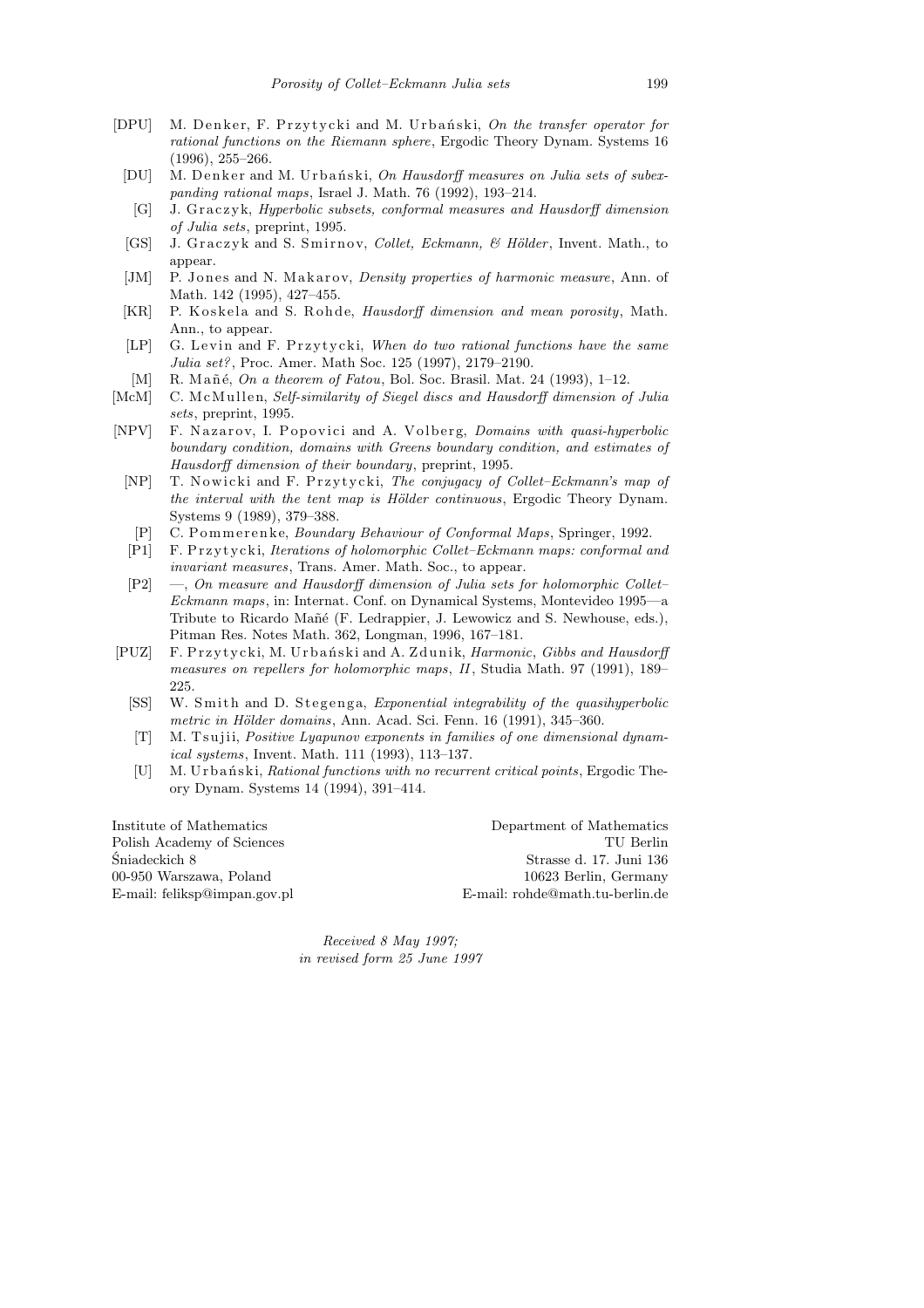[DPU] M. Denker, F. Przytycki and M. Urbański, *On the transfer operator for rational functions on the Riemann sphere*, Ergodic Theory Dynam. Systems 16 (1996), 255–266.

[DU] M. Denker and M. Urbański, *On Hausdorff measures on Julia sets of subexpanding rational maps*, Israel J. Math. 76 (1992), 193–214.

[G] J. Graczyk, *Hyperbolic subsets, conformal measures and Hausdorff dimension of Julia sets*, preprint, 1995.

[GS] J. Graczyk and S. Smirnov, *Collet, Eckmann, & Hölder*, Invent. Math., to appear.

[JM] P. Jones and N. Makarov, *Density properties of harmonic measure*, Ann. of Math. 142 (1995), 427–455.

[KR] P. Koskela and S. Rohde, *Hausdorff dimension and mean porosity*, Math. Ann., to appear.

[LP] G. Levin and F. Przytycki, *When do two rational functions have the same Julia set?*, Proc. Amer. Math Soc. 125 (1997), 2179–2190.

[M] R. Mañé, *On a theorem of Fatou*, Bol. Soc. Brasil. Mat. 24 (1993), 1–12.

[McM] C. McMullen, *Self-similarity of Siegel discs and Hausdorff dimension of Julia sets*, preprint, 1995.

[NPV] F. Nazarov, I. Popovici and A. Volberg, *Domains with quasi-hyperbolic boundary condition, domains with Greens boundary condition, and estimates of Hausdorff dimension of their boundary*, preprint, 1995.

[NP] T. Nowicki and F. Przytycki, *The conjugacy of Collet–Eckmann's map of the interval with the tent map is Hölder continuous*, Ergodic Theory Dynam. Systems 9 (1989), 379–388.

[P] C. Pommerenke, *Boundary Behaviour of Conformal Maps*, Springer, 1992.

[P1] F. Przytycki, *Iterations of holomorphic Collet–Eckmann maps: conformal and invariant measures*, Trans. Amer. Math. Soc., to appear.

[P2] —, *On measure and Hausdorff dimension of Julia sets for holomorphic Collet–Eckmann maps*, in: Internat. Conf. on Dynamical Systems, Montevideo 1995—a Tribute to Ricardo Mañé (F. Ledrappier, J. Lewowicz and S. Newhouse, eds.), Pitman Res. Notes Math. 362, Longman, 1996, 167–181.

[PUZ] F. Przytycki, M. Urbański and A. Zdunik, *Harmonic, Gibbs and Hausdorff measures on repellers for holomorphic maps, II*, Studia Math. 97 (1991), 189–225.

[SS] W. Smith and D. Stegenga, *Exponential integrability of the quasihyperbolic metric in Hölder domains*, Ann. Acad. Sci. Fenn. 16 (1991), 345–360.

[T] M. Tsujii, *Positive Lyapunov exponents in families of one dimensional dynamical systems*, Invent. Math. 111 (1993), 113–137.

[U] M. Urbański, *Rational functions with no recurrent critical points*, Ergodic Theory Dynam. Systems 14 (1994), 391–414.

Institute of Mathematics
Polish Academy of Sciences
Śniadeckich 8
00-950 Warszawa, Poland
E-mail: feliksp@impan.gov.pl

Department of Mathematics
TU Berlin
Strasse d. 17. Juni 136
10623 Berlin, Germany
E-mail: rohde@math.tu-berlin.de

*Received 8 May 1997;*
*in revised form 25 June 1997*